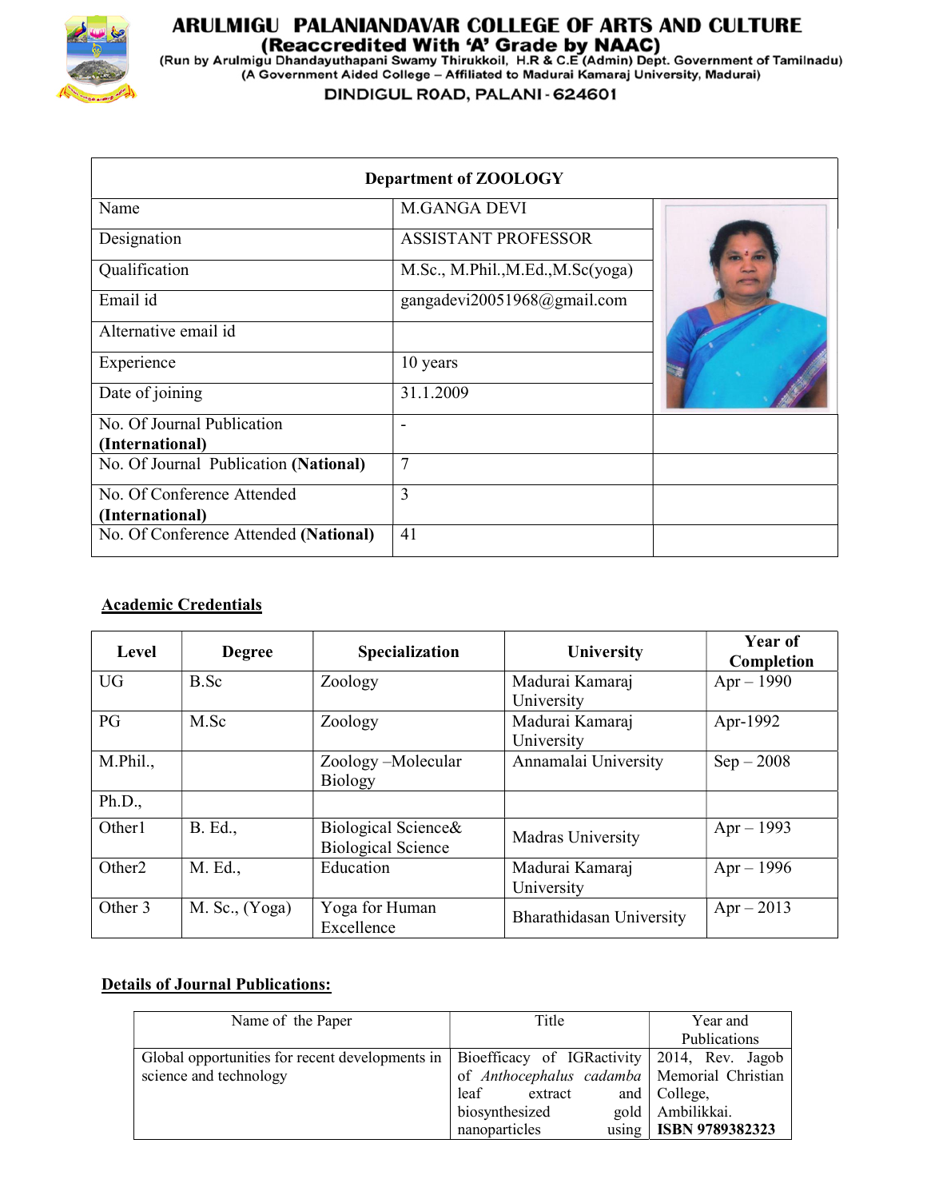# ARULMIGU PALANIANDAVAR COLLEGE OF ARTS AND CULTURE

**(Reaccredited With 'A' Grade by NAAC)**

(Run by Arulmigu Dhandayuthapani Swamy Thirukkoil, H.R & C.E (Admin) Dept. Government of Tamilnadu)
(A Government Aided College – Affiliated to Madurai Kamaraj University, Madurai)

**DINDIGUL ROAD, PALANI - 624601**

| Department of ZOOLOGY | | |
|---|---|---|
| Name | M.GANGA DEVI | |
| Designation | ASSISTANT PROFESSOR | |
| Qualification | M.Sc., M.Phil.,M.Ed.,M.Sc(yoga) | |
| Email id | gangadevi20051968@gmail.com | |
| Alternative email id | | |
| Experience | 10 years | |
| Date of joining | 31.1.2009 | |
| No. Of Journal Publication **(International)** | - | |
| No. Of Journal Publication **(National)** | 7 | |
| No. Of Conference Attended **(International)** | 3 | |
| No. Of Conference Attended **(National)** | 41 | |

## Academic Credentials

| Level | Degree | Specialization | University | Year of Completion |
|---|---|---|---|---|
| UG | B.Sc | Zoology | Madurai Kamaraj University | Apr – 1990 |
| PG | M.Sc | Zoology | Madurai Kamaraj University | Apr-1992 |
| M.Phil., | | Zoology –Molecular Biology | Annamalai University | Sep – 2008 |
| Ph.D., | | | | |
| Other1 | B. Ed., | Biological Science& Biological Science | Madras University | Apr – 1993 |
| Other2 | M. Ed., | Education | Madurai Kamaraj University | Apr – 1996 |
| Other 3 | M. Sc., (Yoga) | Yoga for Human Excellence | Bharathidasan University | Apr – 2013 |

## Details of Journal Publications:

| Name of the Paper | Title | Year and Publications |
|---|---|---|
| Global opportunities for recent developments in science and technology | Bioefficacy of IGRactivity of *Anthocephalus cadamba* leaf extract and biosynthesized gold nanoparticles using | 2014, Rev. Jagob Memorial Christian College, Ambilikkai. **ISBN 9789382323** |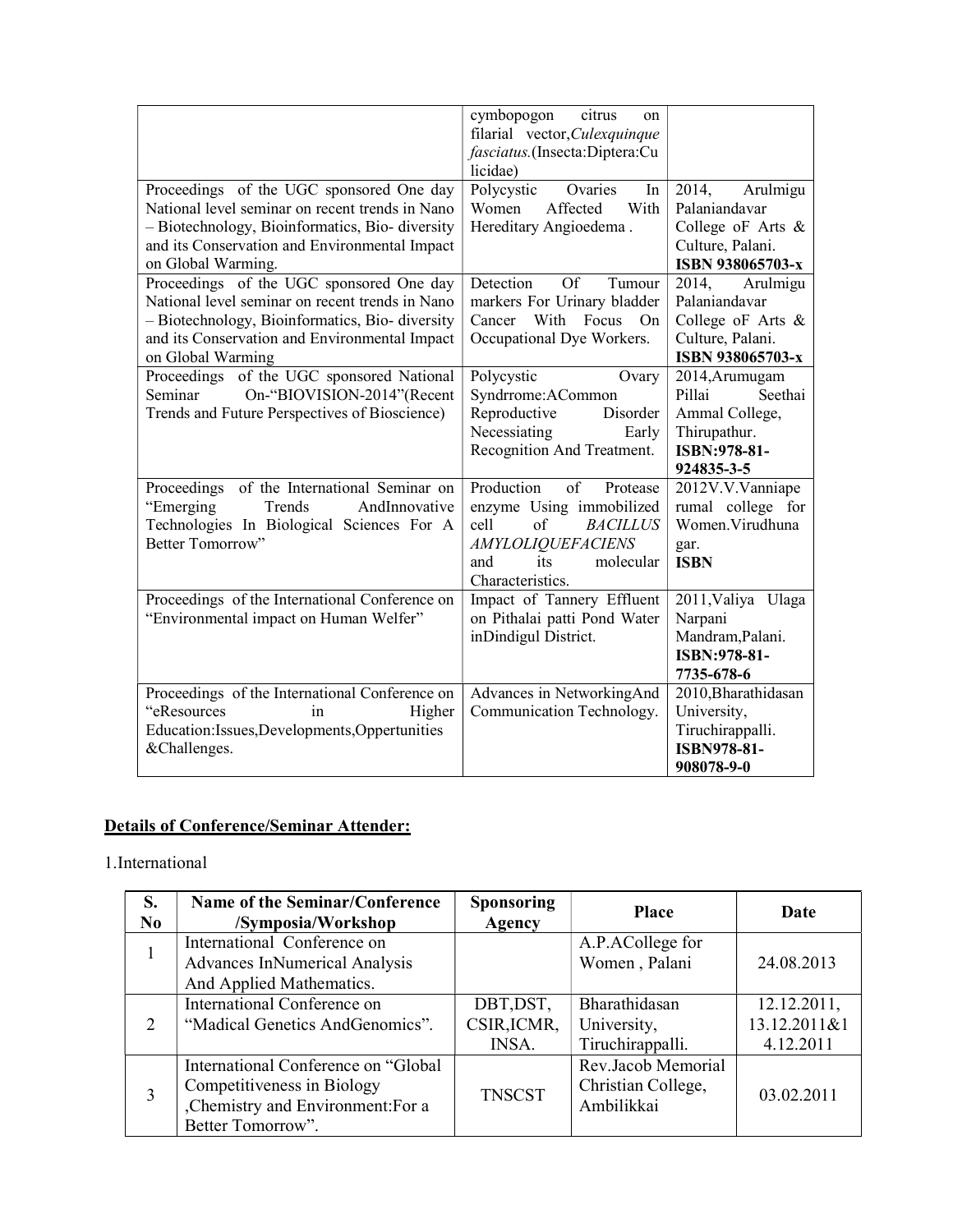|  | cymbopogon citrus on filarial vector,*Culexquinque fasciatus.*(Insecta:Diptera:Culicidae) |  |
|---|---|---|
| Proceedings of the UGC sponsored One day National level seminar on recent trends in Nano – Biotechnology, Bioinformatics, Bio- diversity and its Conservation and Environmental Impact on Global Warming. | Polycystic Ovaries In Women Affected With Hereditary Angioedema . | 2014, Arulmigu Palaniandavar College oF Arts & Culture, Palani. **ISBN 938065703-x** |
| Proceedings of the UGC sponsored One day National level seminar on recent trends in Nano – Biotechnology, Bioinformatics, Bio- diversity and its Conservation and Environmental Impact on Global Warming | Detection Of Tumour markers For Urinary bladder Cancer With Focus On Occupational Dye Workers. | 2014, Arulmigu Palaniandavar College oF Arts & Culture, Palani. **ISBN 938065703-x** |
| Proceedings of the UGC sponsored National Seminar On-"BIOVISION-2014"(Recent Trends and Future Perspectives of Bioscience) | Polycystic Ovary Syndrrome:ACommon Reproductive Disorder Necessiating Early Recognition And Treatment. | 2014,Arumugam Pillai Seethai Ammal College, Thirupathur. **ISBN:978-81-924835-3-5** |
| Proceedings of the International Seminar on "Emerging Trends AndInnovative Technologies In Biological Sciences For A Better Tomorrow" | Production of Protease enzyme Using immobilized cell of *BACILLUS AMYLOLIQUEFACIENS* and its molecular Characteristics. | 2012V.V.Vanniaperumal college for Women.Virudhunagar. **ISBN** |
| Proceedings of the International Conference on "Environmental impact on Human Welfer" | Impact of Tannery Effluent on Pithalai patti Pond Water inDindigul District. | 2011,Valiya Ulaga Narpani Mandram,Palani. **ISBN:978-81-7735-678-6** |
| Proceedings of the International Conference on "eResources in Higher Education:Issues,Developments,Oppertunities &Challenges. | Advances in NetworkingAnd Communication Technology. | 2010,Bharathidasan University, Tiruchirappalli. **ISBN978-81-908078-9-0** |

**Details of Conference/Seminar Attender:**

1.International

| S. No | Name of the Seminar/Conference /Symposia/Workshop | Sponsoring Agency | Place | Date |
|---|---|---|---|---|
| 1 | International Conference on Advances InNumerical Analysis And Applied Mathematics. |  | A.P.ACollege for Women , Palani | 24.08.2013 |
| 2 | International Conference on "Madical Genetics AndGenomics". | DBT,DST, CSIR,ICMR, INSA. | Bharathidasan University, Tiruchirappalli. | 12.12.2011, 13.12.2011&14.12.2011 |
| 3 | International Conference on "Global Competitiveness in Biology ,Chemistry and Environment:For a Better Tomorrow". | TNSCST | Rev.Jacob Memorial Christian College, Ambilikkai | 03.02.2011 |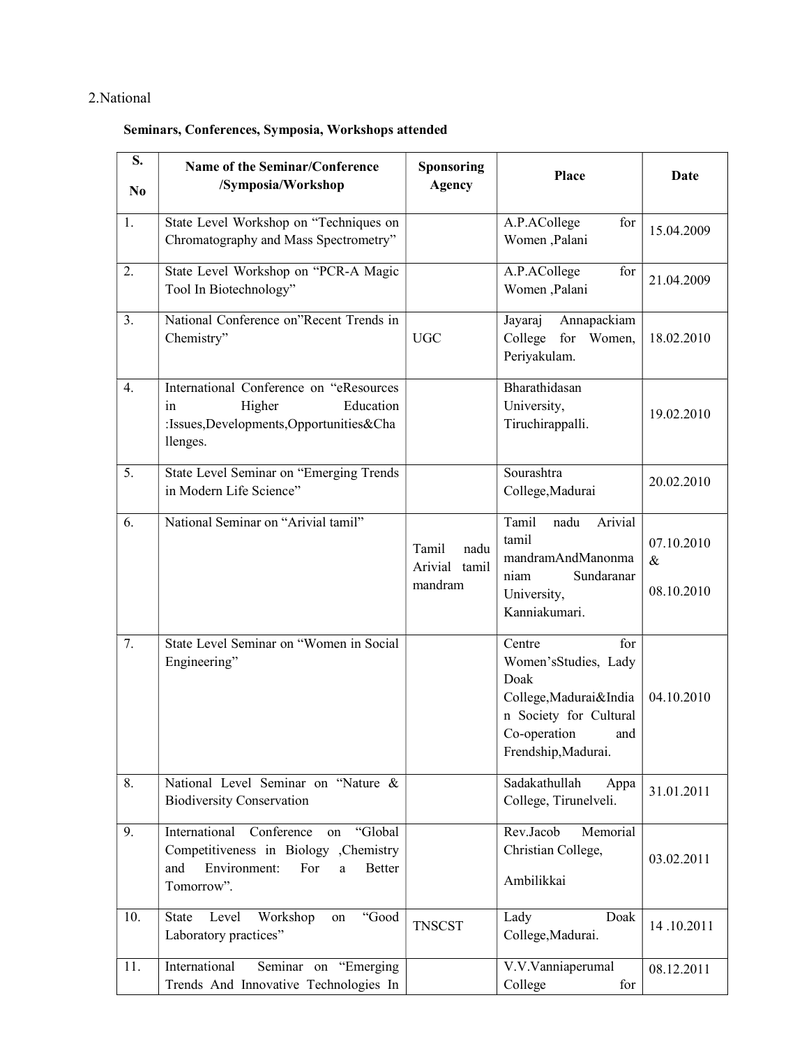2.National

**Seminars, Conferences, Symposia, Workshops attended**

| S. No | Name of the Seminar/Conference /Symposia/Workshop | Sponsoring Agency | Place | Date |
|---|---|---|---|---|
| 1. | State Level Workshop on "Techniques on Chromatography and Mass Spectrometry" | | A.P.ACollege for Women ,Palani | 15.04.2009 |
| 2. | State Level Workshop on "PCR-A Magic Tool In Biotechnology" | | A.P.ACollege for Women ,Palani | 21.04.2009 |
| 3. | National Conference on"Recent Trends in Chemistry" | UGC | Jayaraj Annapackiam College for Women, Periyakulam. | 18.02.2010 |
| 4. | International Conference on "eResources in Higher Education :Issues,Developments,Opportunities&Challenges. | | Bharathidasan University, Tiruchirappalli. | 19.02.2010 |
| 5. | State Level Seminar on "Emerging Trends in Modern Life Science" | | Sourashtra College,Madurai | 20.02.2010 |
| 6. | National Seminar on "Arivial tamil" | Tamil nadu Arivial tamil mandram | Tamil nadu Arivial tamil mandramAndManonmaniam Sundaranar University, Kanniakumari. | 07.10.2010 & 08.10.2010 |
| 7. | State Level Seminar on "Women in Social Engineering" | | Centre for Women'sStudies, Lady Doak College,Madurai&Indian Society for Cultural Co-operation and Frendship,Madurai. | 04.10.2010 |
| 8. | National Level Seminar on "Nature & Biodiversity Conservation | | Sadakathullah Appa College, Tirunelveli. | 31.01.2011 |
| 9. | International Conference on "Global Competitiveness in Biology ,Chemistry and Environment: For a Better Tomorrow". | | Rev.Jacob Memorial Christian College, Ambilikkai | 03.02.2011 |
| 10. | State Level Workshop on "Good Laboratory practices" | TNSCST | Lady Doak College,Madurai. | 14 .10.2011 |
| 11. | International Seminar on "Emerging Trends And Innovative Technologies In | | V.V.Vanniaperumal College for | 08.12.2011 |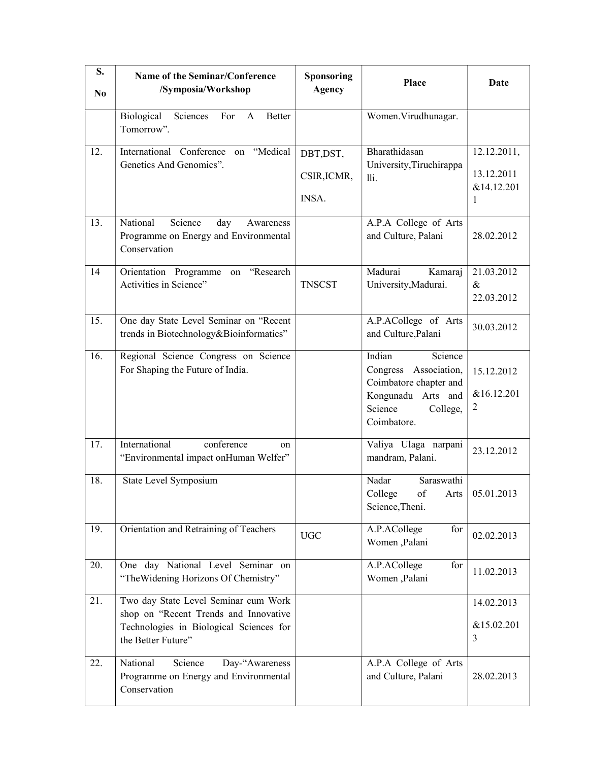| S. No | Name of the Seminar/Conference /Symposia/Workshop | Sponsoring Agency | Place | Date |
|---|---|---|---|---|
| | Biological Sciences For A Better Tomorrow". | | Women.Virudhunagar. | |
| 12. | International Conference on "Medical Genetics And Genomics". | DBT,DST, CSIR,ICMR, INSA. | Bharathidasan University,Tiruchirappalli. | 12.12.2011, 13.12.2011 &14.12.2011 |
| 13. | National Science day Awareness Programme on Energy and Environmental Conservation | | A.P.A College of Arts and Culture, Palani | 28.02.2012 |
| 14 | Orientation Programme on "Research Activities in Science" | TNSCST | Madurai Kamaraj University,Madurai. | 21.03.2012 & 22.03.2012 |
| 15. | One day State Level Seminar on "Recent trends in Biotechnology&Bioinformatics" | | A.P.ACollege of Arts and Culture,Palani | 30.03.2012 |
| 16. | Regional Science Congress on Science For Shaping the Future of India. | | Indian Science Congress Association, Coimbatore chapter and Kongunadu Arts and Science College, Coimbatore. | 15.12.2012 &16.12.2012 |
| 17. | International conference on "Environmental impact onHuman Welfer" | | Valiya Ulaga narpani mandram, Palani. | 23.12.2012 |
| 18. | State Level Symposium | | Nadar Saraswathi College of Arts Science,Theni. | 05.01.2013 |
| 19. | Orientation and Retraining of Teachers | UGC | A.P.ACollege for Women ,Palani | 02.02.2013 |
| 20. | One day National Level Seminar on "TheWidening Horizons Of Chemistry" | | A.P.ACollege for Women ,Palani | 11.02.2013 |
| 21. | Two day State Level Seminar cum Work shop on "Recent Trends and Innovative Technologies in Biological Sciences for the Better Future" | | | 14.02.2013 &15.02.2013 |
| 22. | National Science Day-"Awareness Programme on Energy and Environmental Conservation | | A.P.A College of Arts and Culture, Palani | 28.02.2013 |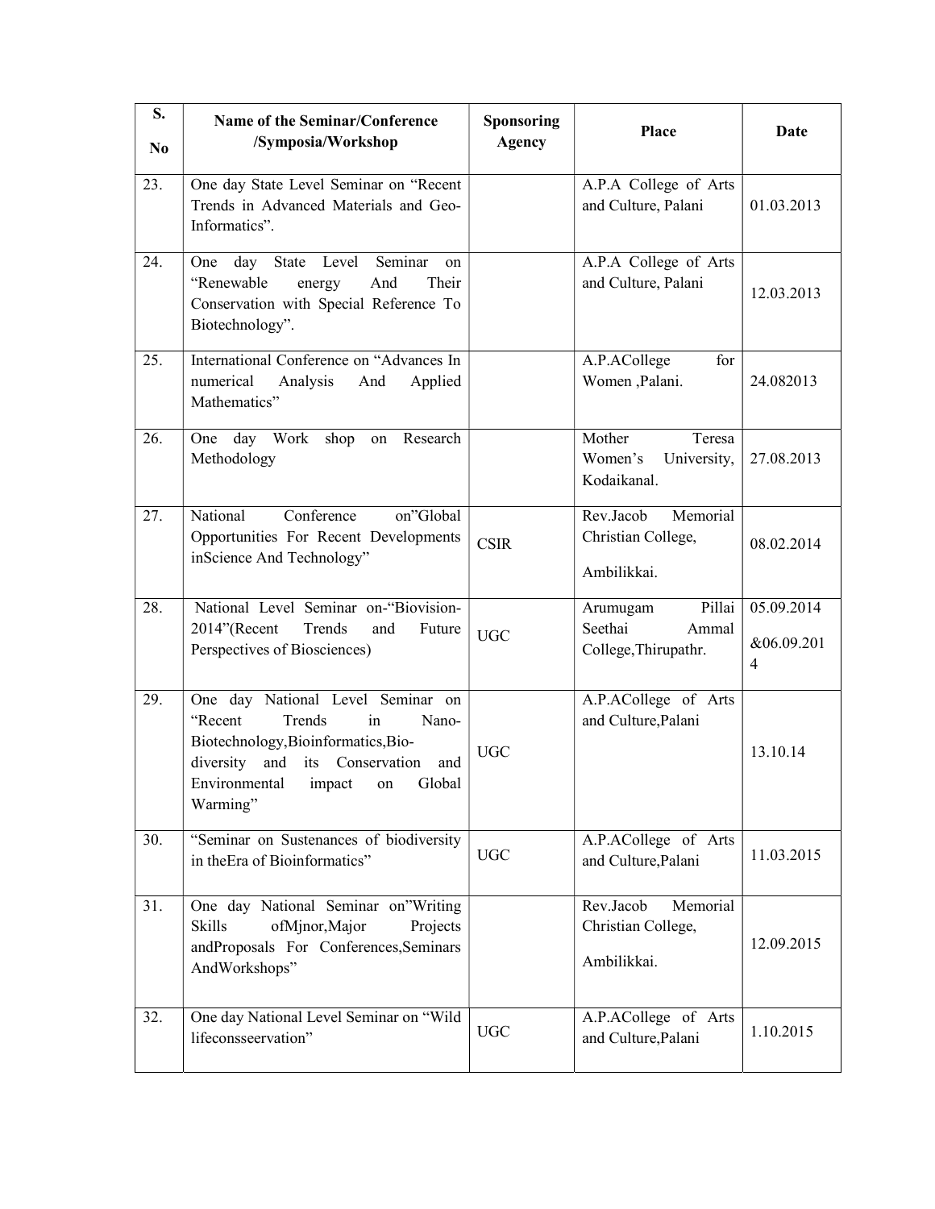| S. No | Name of the Seminar/Conference /Symposia/Workshop | Sponsoring Agency | Place | Date |
|---|---|---|---|---|
| 23. | One day State Level Seminar on "Recent Trends in Advanced Materials and Geo-Informatics". | | A.P.A College of Arts and Culture, Palani | 01.03.2013 |
| 24. | One day State Level Seminar on "Renewable energy And Their Conservation with Special Reference To Biotechnology". | | A.P.A College of Arts and Culture, Palani | 12.03.2013 |
| 25. | International Conference on "Advances In numerical Analysis And Applied Mathematics" | | A.P.ACollege for Women ,Palani. | 24.082013 |
| 26. | One day Work shop on Research Methodology | | Mother Teresa Women's University, Kodaikanal. | 27.08.2013 |
| 27. | National Conference on"Global Opportunities For Recent Developments inScience And Technology" | CSIR | Rev.Jacob Memorial Christian College, Ambilikkai. | 08.02.2014 |
| 28. | National Level Seminar on-"Biovision-2014"(Recent Trends and Future Perspectives of Biosciences) | UGC | Arumugam Pillai Seethai Ammal College,Thirupathr. | 05.09.2014 &06.09.2014 |
| 29. | One day National Level Seminar on "Recent Trends in Nano-Biotechnology,Bioinformatics,Bio-diversity and its Conservation and Environmental impact on Global Warming" | UGC | A.P.ACollege of Arts and Culture,Palani | 13.10.14 |
| 30. | "Seminar on Sustenances of biodiversity in theEra of Bioinformatics" | UGC | A.P.ACollege of Arts and Culture,Palani | 11.03.2015 |
| 31. | One day National Seminar on"Writing Skills ofMjnor,Major Projects andProposals For Conferences,Seminars AndWorkshops" | | Rev.Jacob Memorial Christian College, Ambilikkai. | 12.09.2015 |
| 32. | One day National Level Seminar on "Wild lifeconsseervation" | UGC | A.P.ACollege of Arts and Culture,Palani | 1.10.2015 |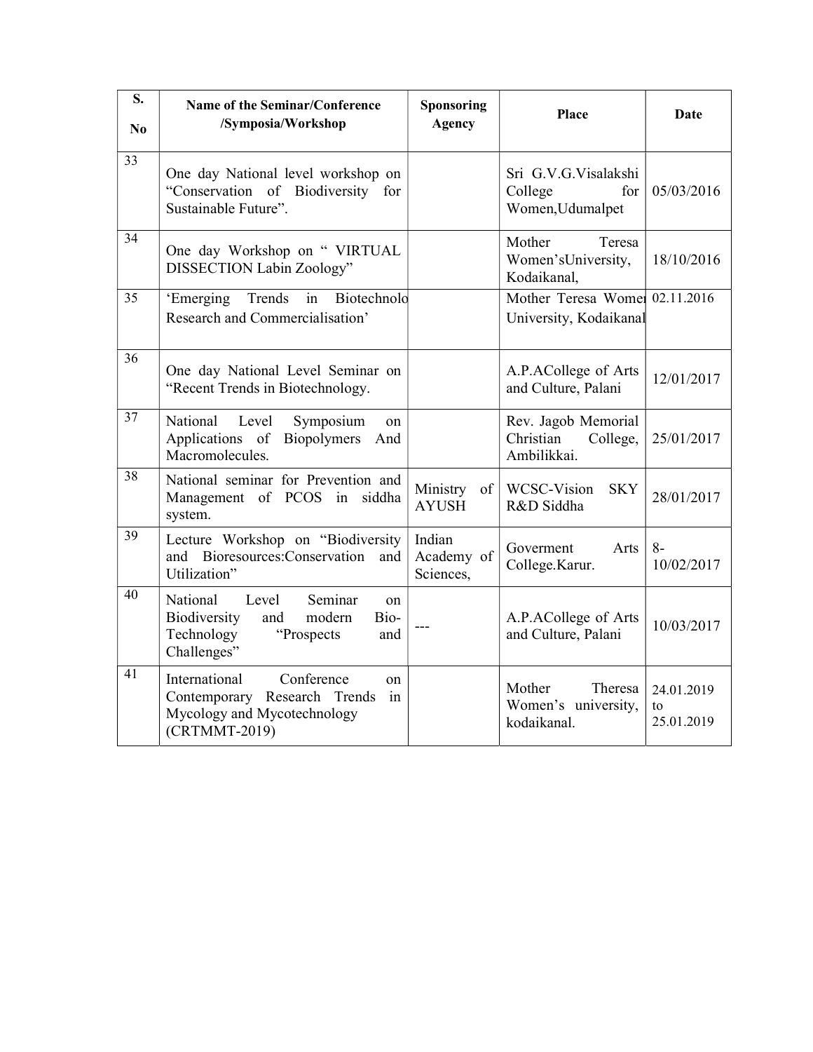| S. No | Name of the Seminar/Conference /Symposia/Workshop | Sponsoring Agency | Place | Date |
|---|---|---|---|---|
| 33 | One day National level workshop on "Conservation of Biodiversity for Sustainable Future". | | Sri G.V.G.Visalakshi College for Women,Udumalpet | 05/03/2016 |
| 34 | One day Workshop on " VIRTUAL DISSECTION Labin Zoology" | | Mother Teresa Women'sUniversity, Kodaikanal, | 18/10/2016 |
| 35 | 'Emerging Trends in Biotechnolo Research and Commercialisation' | | Mother Teresa Womei University, Kodaikanal | 02.11.2016 |
| 36 | One day National Level Seminar on "Recent Trends in Biotechnology. | | A.P.ACollege of Arts and Culture, Palani | 12/01/2017 |
| 37 | National Level Symposium on Applications of Biopolymers And Macromolecules. | | Rev. Jagob Memorial Christian College, Ambilikkai. | 25/01/2017 |
| 38 | National seminar for Prevention and Management of PCOS in siddha system. | Ministry of AYUSH | WCSC-Vision SKY R&D Siddha | 28/01/2017 |
| 39 | Lecture Workshop on "Biodiversity and Bioresources:Conservation and Utilization" | Indian Academy of Sciences, | Goverment Arts College.Karur. | 8-10/02/2017 |
| 40 | National Level Seminar on Biodiversity and modern Bio-Technology "Prospects and Challenges" | --- | A.P.ACollege of Arts and Culture, Palani | 10/03/2017 |
| 41 | International Conference on Contemporary Research Trends in Mycology and Mycotechnology (CRTMMT-2019) | | Mother Theresa Women's university, kodaikanal. | 24.01.2019 to 25.01.2019 |